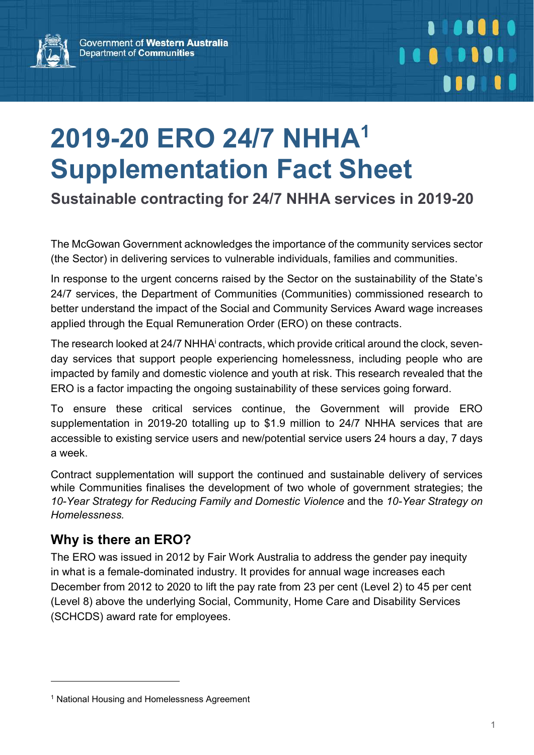Government of Western Australia
Department of Communities

# 2019-20 ERO 24/7 NHHA[1] Supplementation Fact Sheet

## Sustainable contracting for 24/7 NHHA services in 2019-20

The McGowan Government acknowledges the importance of the community services sector (the Sector) in delivering services to vulnerable individuals, families and communities.

In response to the urgent concerns raised by the Sector on the sustainability of the State's 24/7 services, the Department of Communities (Communities) commissioned research to better understand the impact of the Social and Community Services Award wage increases applied through the Equal Remuneration Order (ERO) on these contracts.

The research looked at 24/7 NHHA[i] contracts, which provide critical around the clock, seven-day services that support people experiencing homelessness, including people who are impacted by family and domestic violence and youth at risk. This research revealed that the ERO is a factor impacting the ongoing sustainability of these services going forward.

To ensure these critical services continue, the Government will provide ERO supplementation in 2019-20 totalling up to $1.9 million to 24/7 NHHA services that are accessible to existing service users and new/potential service users 24 hours a day, 7 days a week.

Contract supplementation will support the continued and sustainable delivery of services while Communities finalises the development of two whole of government strategies; the *10-Year Strategy for Reducing Family and Domestic Violence* and the *10-Year Strategy on Homelessness.*

### Why is there an ERO?

The ERO was issued in 2012 by Fair Work Australia to address the gender pay inequity in what is a female-dominated industry. It provides for annual wage increases each December from 2012 to 2020 to lift the pay rate from 23 per cent (Level 2) to 45 per cent (Level 8) above the underlying Social, Community, Home Care and Disability Services (SCHCDS) award rate for employees.

---

[1] National Housing and Homelessness Agreement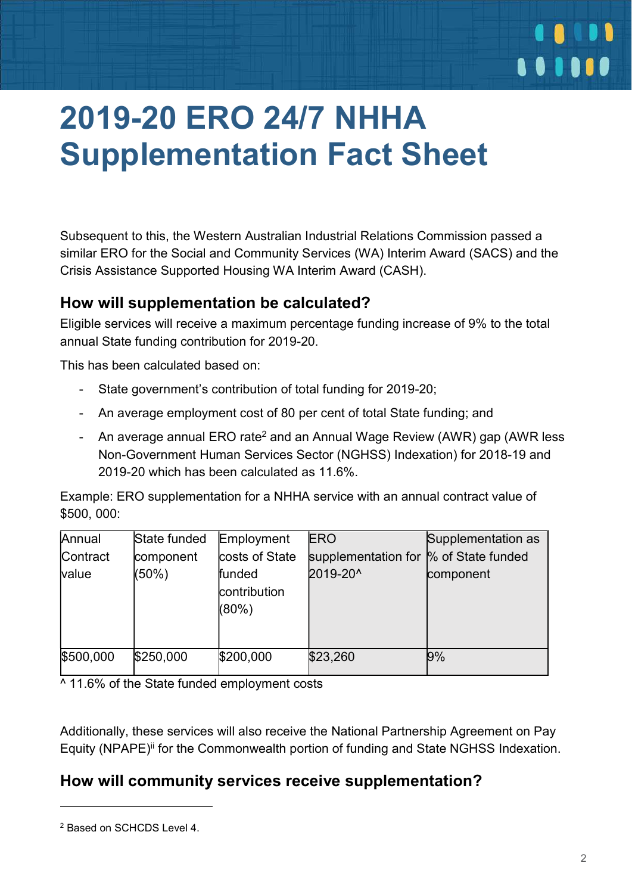# 2019-20 ERO 24/7 NHHA Supplementation Fact Sheet

Subsequent to this, the Western Australian Industrial Relations Commission passed a similar ERO for the Social and Community Services (WA) Interim Award (SACS) and the Crisis Assistance Supported Housing WA Interim Award (CASH).

## How will supplementation be calculated?

Eligible services will receive a maximum percentage funding increase of 9% to the total annual State funding contribution for 2019-20.

This has been calculated based on:

- State government's contribution of total funding for 2019-20;
- An average employment cost of 80 per cent of total State funding; and
- An average annual ERO rate[2] and an Annual Wage Review (AWR) gap (AWR less Non-Government Human Services Sector (NGHSS) Indexation) for 2018-19 and 2019-20 which has been calculated as 11.6%.

Example: ERO supplementation for a NHHA service with an annual contract value of $500, 000:

| Annual Contract value | State funded component (50%) | Employment costs of State funded contribution (80%) | ERO supplementation for 2019-20^ | Supplementation as % of State funded component |
|---|---|---|---|---|
| $500,000 | $250,000 | $200,000 | $23,260 | 9% |

^ 11.6% of the State funded employment costs

Additionally, these services will also receive the National Partnership Agreement on Pay Equity (NPAPE)[ii] for the Commonwealth portion of funding and State NGHSS Indexation.

## How will community services receive supplementation?

[2] Based on SCHCDS Level 4.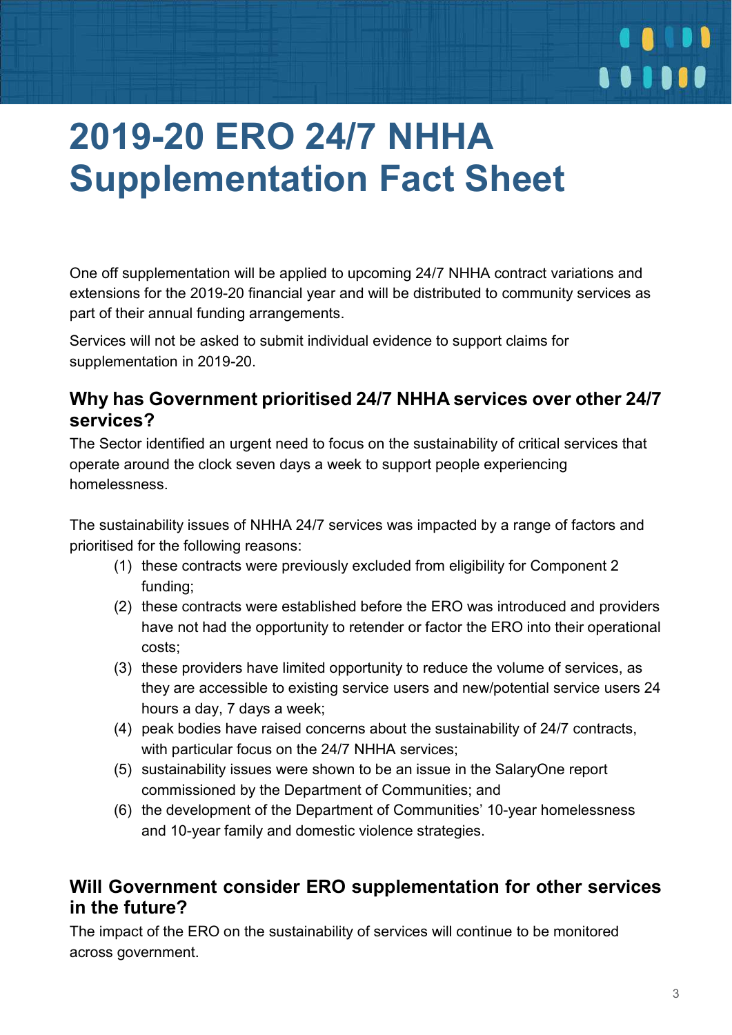# 2019-20 ERO 24/7 NHHA Supplementation Fact Sheet

One off supplementation will be applied to upcoming 24/7 NHHA contract variations and extensions for the 2019-20 financial year and will be distributed to community services as part of their annual funding arrangements.

Services will not be asked to submit individual evidence to support claims for supplementation in 2019-20.

## Why has Government prioritised 24/7 NHHA services over other 24/7 services?

The Sector identified an urgent need to focus on the sustainability of critical services that operate around the clock seven days a week to support people experiencing homelessness.

The sustainability issues of NHHA 24/7 services was impacted by a range of factors and prioritised for the following reasons:

(1) these contracts were previously excluded from eligibility for Component 2 funding;

(2) these contracts were established before the ERO was introduced and providers have not had the opportunity to retender or factor the ERO into their operational costs;

(3) these providers have limited opportunity to reduce the volume of services, as they are accessible to existing service users and new/potential service users 24 hours a day, 7 days a week;

(4) peak bodies have raised concerns about the sustainability of 24/7 contracts, with particular focus on the 24/7 NHHA services;

(5) sustainability issues were shown to be an issue in the SalaryOne report commissioned by the Department of Communities; and

(6) the development of the Department of Communities' 10-year homelessness and 10-year family and domestic violence strategies.

## Will Government consider ERO supplementation for other services in the future?

The impact of the ERO on the sustainability of services will continue to be monitored across government.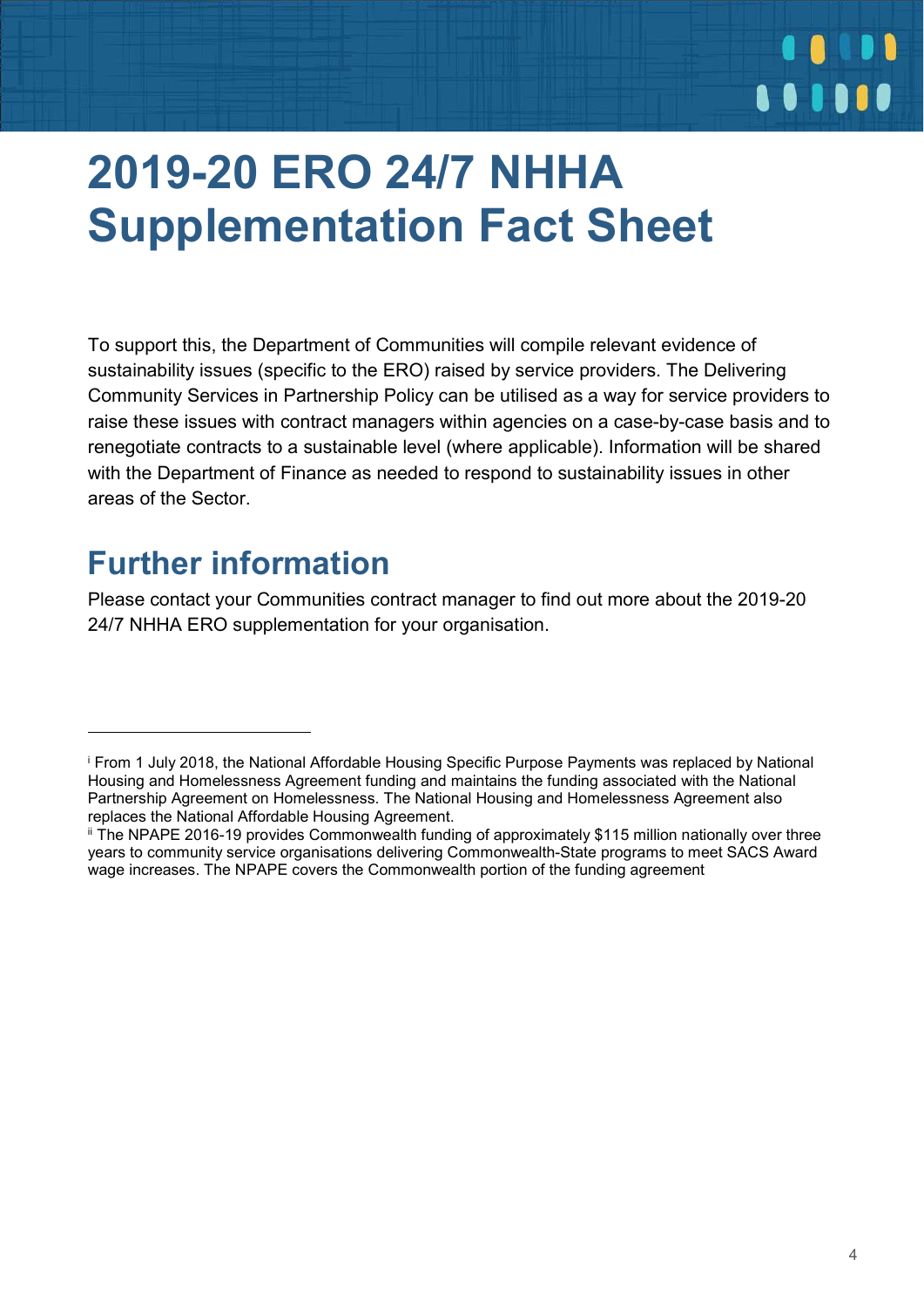# 2019-20 ERO 24/7 NHHA Supplementation Fact Sheet

To support this, the Department of Communities will compile relevant evidence of sustainability issues (specific to the ERO) raised by service providers. The Delivering Community Services in Partnership Policy can be utilised as a way for service providers to raise these issues with contract managers within agencies on a case-by-case basis and to renegotiate contracts to a sustainable level (where applicable). Information will be shared with the Department of Finance as needed to respond to sustainability issues in other areas of the Sector.

## Further information

Please contact your Communities contract manager to find out more about the 2019-20 24/7 NHHA ERO supplementation for your organisation.

---

[i] From 1 July 2018, the National Affordable Housing Specific Purpose Payments was replaced by National Housing and Homelessness Agreement funding and maintains the funding associated with the National Partnership Agreement on Homelessness. The National Housing and Homelessness Agreement also replaces the National Affordable Housing Agreement.

[ii] The NPAPE 2016-19 provides Commonwealth funding of approximately $115 million nationally over three years to community service organisations delivering Commonwealth-State programs to meet SACS Award wage increases. The NPAPE covers the Commonwealth portion of the funding agreement